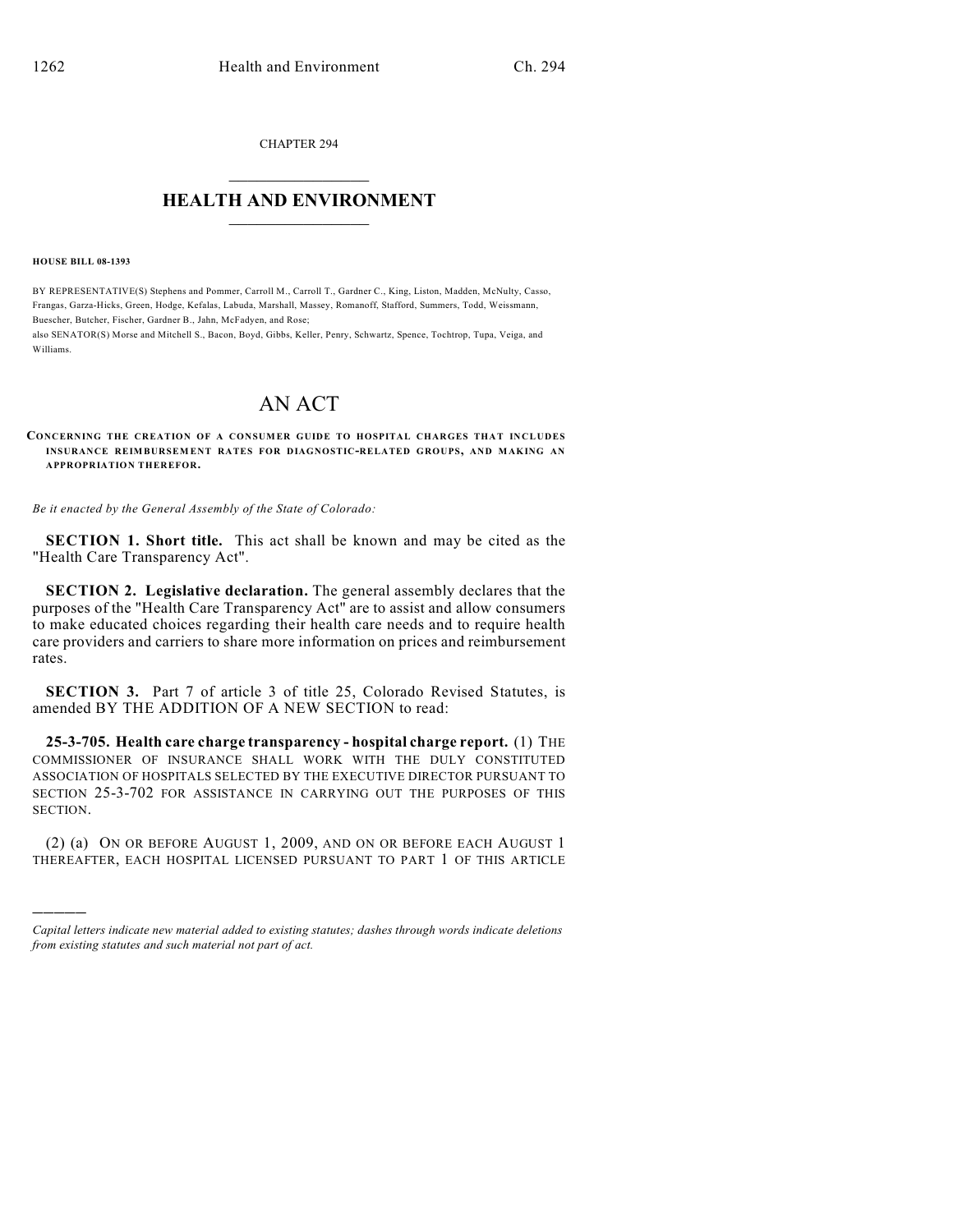CHAPTER 294

# HEALTH AND ENVIRONMENT

**HOUSE BILL 08-1393**

BY REPRESENTATIVE(S) Stephens and Pommer, Carroll M., Carroll T., Gardner C., King, Liston, Madden, McNulty, Casso, Frangas, Garza-Hicks, Green, Hodge, Kefalas, Labuda, Marshall, Massey, Romanoff, Stafford, Summers, Todd, Weissmann, Buescher, Butcher, Fischer, Gardner B., Jahn, McFadyen, and Rose;
also SENATOR(S) Morse and Mitchell S., Bacon, Boyd, Gibbs, Keller, Penry, Schwartz, Spence, Tochtrop, Tupa, Veiga, and Williams.

# AN ACT

**CONCERNING THE CREATION OF A CONSUMER GUIDE TO HOSPITAL CHARGES THAT INCLUDES INSURANCE REIMBURSEMENT RATES FOR DIAGNOSTIC-RELATED GROUPS, AND MAKING AN APPROPRIATION THEREFOR.**

*Be it enacted by the General Assembly of the State of Colorado:*

**SECTION 1. Short title.** This act shall be known and may be cited as the "Health Care Transparency Act".

**SECTION 2. Legislative declaration.** The general assembly declares that the purposes of the "Health Care Transparency Act" are to assist and allow consumers to make educated choices regarding their health care needs and to require health care providers and carriers to share more information on prices and reimbursement rates.

**SECTION 3.** Part 7 of article 3 of title 25, Colorado Revised Statutes, is amended BY THE ADDITION OF A NEW SECTION to read:

**25-3-705. Health care charge transparency - hospital charge report.** (1) THE COMMISSIONER OF INSURANCE SHALL WORK WITH THE DULY CONSTITUTED ASSOCIATION OF HOSPITALS SELECTED BY THE EXECUTIVE DIRECTOR PURSUANT TO SECTION 25-3-702 FOR ASSISTANCE IN CARRYING OUT THE PURPOSES OF THIS SECTION.

(2) (a) ON OR BEFORE AUGUST 1, 2009, AND ON OR BEFORE EACH AUGUST 1 THEREAFTER, EACH HOSPITAL LICENSED PURSUANT TO PART 1 OF THIS ARTICLE

————

*Capital letters indicate new material added to existing statutes; dashes through words indicate deletions from existing statutes and such material not part of act.*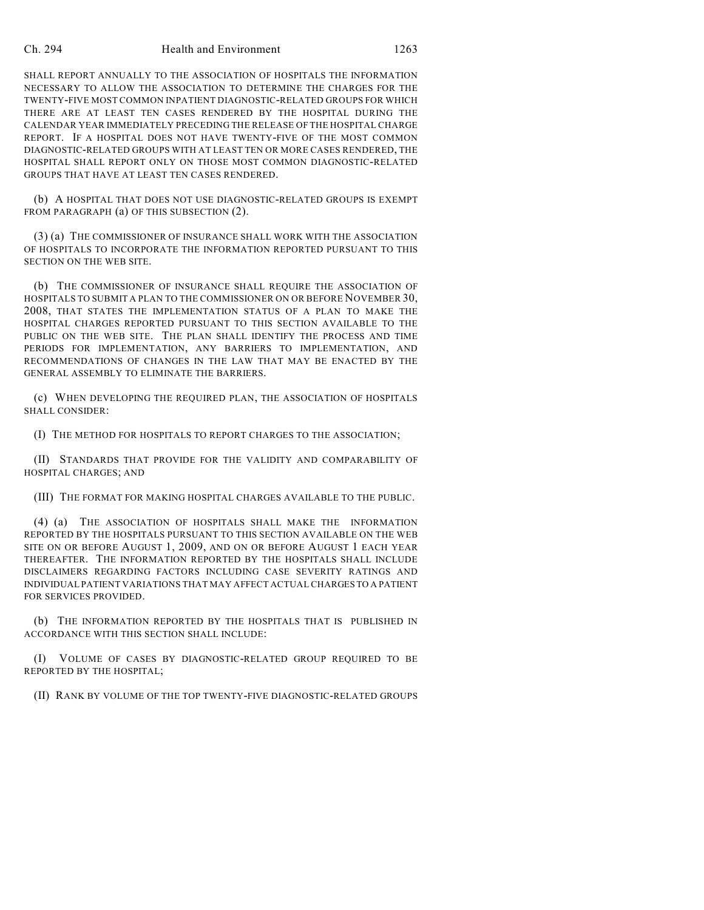SHALL REPORT ANNUALLY TO THE ASSOCIATION OF HOSPITALS THE INFORMATION NECESSARY TO ALLOW THE ASSOCIATION TO DETERMINE THE CHARGES FOR THE TWENTY-FIVE MOST COMMON INPATIENT DIAGNOSTIC-RELATED GROUPS FOR WHICH THERE ARE AT LEAST TEN CASES RENDERED BY THE HOSPITAL DURING THE CALENDAR YEAR IMMEDIATELY PRECEDING THE RELEASE OF THE HOSPITAL CHARGE REPORT. IF A HOSPITAL DOES NOT HAVE TWENTY-FIVE OF THE MOST COMMON DIAGNOSTIC-RELATED GROUPS WITH AT LEAST TEN OR MORE CASES RENDERED, THE HOSPITAL SHALL REPORT ONLY ON THOSE MOST COMMON DIAGNOSTIC-RELATED GROUPS THAT HAVE AT LEAST TEN CASES RENDERED.

(b) A HOSPITAL THAT DOES NOT USE DIAGNOSTIC-RELATED GROUPS IS EXEMPT FROM PARAGRAPH (a) OF THIS SUBSECTION (2).

(3) (a) THE COMMISSIONER OF INSURANCE SHALL WORK WITH THE ASSOCIATION OF HOSPITALS TO INCORPORATE THE INFORMATION REPORTED PURSUANT TO THIS SECTION ON THE WEB SITE.

(b) THE COMMISSIONER OF INSURANCE SHALL REQUIRE THE ASSOCIATION OF HOSPITALS TO SUBMIT A PLAN TO THE COMMISSIONER ON OR BEFORE NOVEMBER 30, 2008, THAT STATES THE IMPLEMENTATION STATUS OF A PLAN TO MAKE THE HOSPITAL CHARGES REPORTED PURSUANT TO THIS SECTION AVAILABLE TO THE PUBLIC ON THE WEB SITE. THE PLAN SHALL IDENTIFY THE PROCESS AND TIME PERIODS FOR IMPLEMENTATION, ANY BARRIERS TO IMPLEMENTATION, AND RECOMMENDATIONS OF CHANGES IN THE LAW THAT MAY BE ENACTED BY THE GENERAL ASSEMBLY TO ELIMINATE THE BARRIERS.

(c) WHEN DEVELOPING THE REQUIRED PLAN, THE ASSOCIATION OF HOSPITALS SHALL CONSIDER:

(I) THE METHOD FOR HOSPITALS TO REPORT CHARGES TO THE ASSOCIATION;

(II) STANDARDS THAT PROVIDE FOR THE VALIDITY AND COMPARABILITY OF HOSPITAL CHARGES; AND

(III) THE FORMAT FOR MAKING HOSPITAL CHARGES AVAILABLE TO THE PUBLIC.

(4) (a) THE ASSOCIATION OF HOSPITALS SHALL MAKE THE INFORMATION REPORTED BY THE HOSPITALS PURSUANT TO THIS SECTION AVAILABLE ON THE WEB SITE ON OR BEFORE AUGUST 1, 2009, AND ON OR BEFORE AUGUST 1 EACH YEAR THEREAFTER. THE INFORMATION REPORTED BY THE HOSPITALS SHALL INCLUDE DISCLAIMERS REGARDING FACTORS INCLUDING CASE SEVERITY RATINGS AND INDIVIDUAL PATIENT VARIATIONS THAT MAY AFFECT ACTUAL CHARGES TO A PATIENT FOR SERVICES PROVIDED.

(b) THE INFORMATION REPORTED BY THE HOSPITALS THAT IS PUBLISHED IN ACCORDANCE WITH THIS SECTION SHALL INCLUDE:

(I) VOLUME OF CASES BY DIAGNOSTIC-RELATED GROUP REQUIRED TO BE REPORTED BY THE HOSPITAL;

(II) RANK BY VOLUME OF THE TOP TWENTY-FIVE DIAGNOSTIC-RELATED GROUPS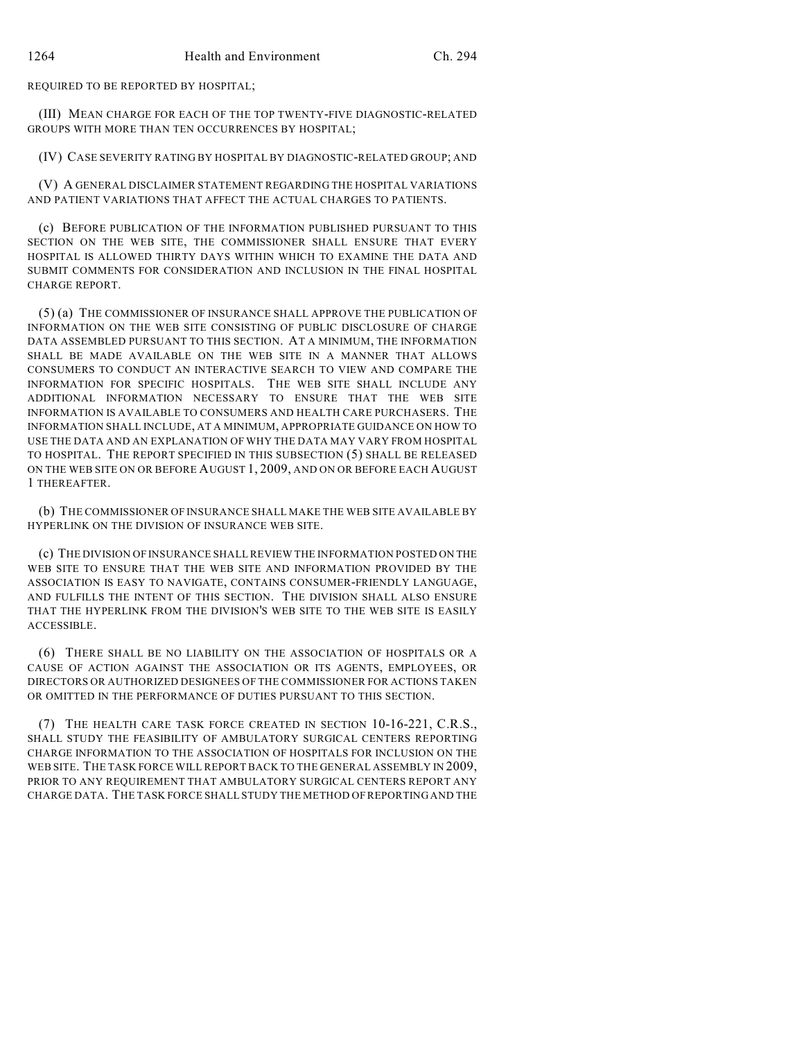REQUIRED TO BE REPORTED BY HOSPITAL;

(III) MEAN CHARGE FOR EACH OF THE TOP TWENTY-FIVE DIAGNOSTIC-RELATED GROUPS WITH MORE THAN TEN OCCURRENCES BY HOSPITAL;

(IV) CASE SEVERITY RATING BY HOSPITAL BY DIAGNOSTIC-RELATED GROUP; AND

(V) A GENERAL DISCLAIMER STATEMENT REGARDING THE HOSPITAL VARIATIONS AND PATIENT VARIATIONS THAT AFFECT THE ACTUAL CHARGES TO PATIENTS.

(c) BEFORE PUBLICATION OF THE INFORMATION PUBLISHED PURSUANT TO THIS SECTION ON THE WEB SITE, THE COMMISSIONER SHALL ENSURE THAT EVERY HOSPITAL IS ALLOWED THIRTY DAYS WITHIN WHICH TO EXAMINE THE DATA AND SUBMIT COMMENTS FOR CONSIDERATION AND INCLUSION IN THE FINAL HOSPITAL CHARGE REPORT.

(5) (a) THE COMMISSIONER OF INSURANCE SHALL APPROVE THE PUBLICATION OF INFORMATION ON THE WEB SITE CONSISTING OF PUBLIC DISCLOSURE OF CHARGE DATA ASSEMBLED PURSUANT TO THIS SECTION. AT A MINIMUM, THE INFORMATION SHALL BE MADE AVAILABLE ON THE WEB SITE IN A MANNER THAT ALLOWS CONSUMERS TO CONDUCT AN INTERACTIVE SEARCH TO VIEW AND COMPARE THE INFORMATION FOR SPECIFIC HOSPITALS. THE WEB SITE SHALL INCLUDE ANY ADDITIONAL INFORMATION NECESSARY TO ENSURE THAT THE WEB SITE INFORMATION IS AVAILABLE TO CONSUMERS AND HEALTH CARE PURCHASERS. THE INFORMATION SHALL INCLUDE, AT A MINIMUM, APPROPRIATE GUIDANCE ON HOW TO USE THE DATA AND AN EXPLANATION OF WHY THE DATA MAY VARY FROM HOSPITAL TO HOSPITAL. THE REPORT SPECIFIED IN THIS SUBSECTION (5) SHALL BE RELEASED ON THE WEB SITE ON OR BEFORE AUGUST 1, 2009, AND ON OR BEFORE EACH AUGUST 1 THEREAFTER.

(b) THE COMMISSIONER OF INSURANCE SHALL MAKE THE WEB SITE AVAILABLE BY HYPERLINK ON THE DIVISION OF INSURANCE WEB SITE.

(c) THE DIVISION OF INSURANCE SHALL REVIEW THE INFORMATION POSTED ON THE WEB SITE TO ENSURE THAT THE WEB SITE AND INFORMATION PROVIDED BY THE ASSOCIATION IS EASY TO NAVIGATE, CONTAINS CONSUMER-FRIENDLY LANGUAGE, AND FULFILLS THE INTENT OF THIS SECTION. THE DIVISION SHALL ALSO ENSURE THAT THE HYPERLINK FROM THE DIVISION'S WEB SITE TO THE WEB SITE IS EASILY ACCESSIBLE.

(6) THERE SHALL BE NO LIABILITY ON THE ASSOCIATION OF HOSPITALS OR A CAUSE OF ACTION AGAINST THE ASSOCIATION OR ITS AGENTS, EMPLOYEES, OR DIRECTORS OR AUTHORIZED DESIGNEES OF THE COMMISSIONER FOR ACTIONS TAKEN OR OMITTED IN THE PERFORMANCE OF DUTIES PURSUANT TO THIS SECTION.

(7) THE HEALTH CARE TASK FORCE CREATED IN SECTION 10-16-221, C.R.S., SHALL STUDY THE FEASIBILITY OF AMBULATORY SURGICAL CENTERS REPORTING CHARGE INFORMATION TO THE ASSOCIATION OF HOSPITALS FOR INCLUSION ON THE WEB SITE. THE TASK FORCE WILL REPORT BACK TO THE GENERAL ASSEMBLY IN 2009, PRIOR TO ANY REQUIREMENT THAT AMBULATORY SURGICAL CENTERS REPORT ANY CHARGE DATA. THE TASK FORCE SHALL STUDY THE METHOD OF REPORTING AND THE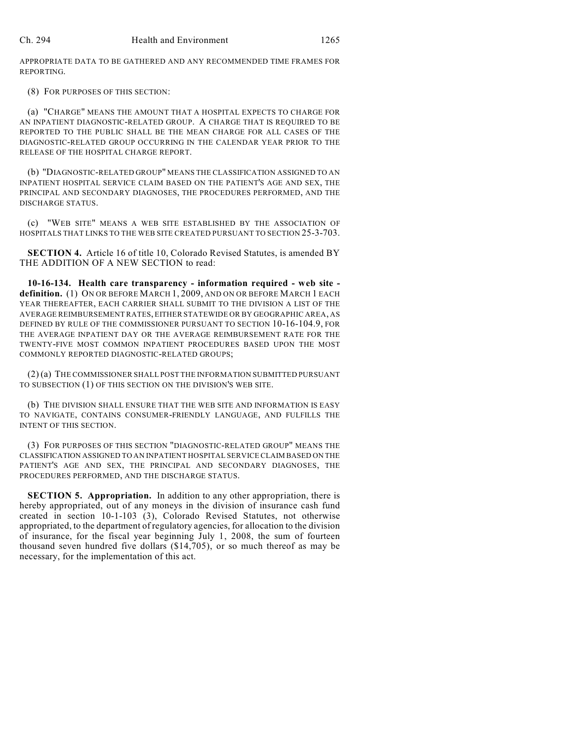APPROPRIATE DATA TO BE GATHERED AND ANY RECOMMENDED TIME FRAMES FOR REPORTING.

(8) FOR PURPOSES OF THIS SECTION:

(a) "CHARGE" MEANS THE AMOUNT THAT A HOSPITAL EXPECTS TO CHARGE FOR AN INPATIENT DIAGNOSTIC-RELATED GROUP. A CHARGE THAT IS REQUIRED TO BE REPORTED TO THE PUBLIC SHALL BE THE MEAN CHARGE FOR ALL CASES OF THE DIAGNOSTIC-RELATED GROUP OCCURRING IN THE CALENDAR YEAR PRIOR TO THE RELEASE OF THE HOSPITAL CHARGE REPORT.

(b) "DIAGNOSTIC-RELATED GROUP" MEANS THE CLASSIFICATION ASSIGNED TO AN INPATIENT HOSPITAL SERVICE CLAIM BASED ON THE PATIENT'S AGE AND SEX, THE PRINCIPAL AND SECONDARY DIAGNOSES, THE PROCEDURES PERFORMED, AND THE DISCHARGE STATUS.

(c) "WEB SITE" MEANS A WEB SITE ESTABLISHED BY THE ASSOCIATION OF HOSPITALS THAT LINKS TO THE WEB SITE CREATED PURSUANT TO SECTION 25-3-703.

**SECTION 4.** Article 16 of title 10, Colorado Revised Statutes, is amended BY THE ADDITION OF A NEW SECTION to read:

**10-16-134. Health care transparency - information required - web site - definition.** (1) ON OR BEFORE MARCH 1, 2009, AND ON OR BEFORE MARCH 1 EACH YEAR THEREAFTER, EACH CARRIER SHALL SUBMIT TO THE DIVISION A LIST OF THE AVERAGE REIMBURSEMENT RATES, EITHER STATEWIDE OR BY GEOGRAPHIC AREA, AS DEFINED BY RULE OF THE COMMISSIONER PURSUANT TO SECTION 10-16-104.9, FOR THE AVERAGE INPATIENT DAY OR THE AVERAGE REIMBURSEMENT RATE FOR THE TWENTY-FIVE MOST COMMON INPATIENT PROCEDURES BASED UPON THE MOST COMMONLY REPORTED DIAGNOSTIC-RELATED GROUPS;

(2) (a) THE COMMISSIONER SHALL POST THE INFORMATION SUBMITTED PURSUANT TO SUBSECTION (1) OF THIS SECTION ON THE DIVISION'S WEB SITE.

(b) THE DIVISION SHALL ENSURE THAT THE WEB SITE AND INFORMATION IS EASY TO NAVIGATE, CONTAINS CONSUMER-FRIENDLY LANGUAGE, AND FULFILLS THE INTENT OF THIS SECTION.

(3) FOR PURPOSES OF THIS SECTION "DIAGNOSTIC-RELATED GROUP" MEANS THE CLASSIFICATION ASSIGNED TO AN INPATIENT HOSPITAL SERVICE CLAIM BASED ON THE PATIENT'S AGE AND SEX, THE PRINCIPAL AND SECONDARY DIAGNOSES, THE PROCEDURES PERFORMED, AND THE DISCHARGE STATUS.

**SECTION 5. Appropriation.** In addition to any other appropriation, there is hereby appropriated, out of any moneys in the division of insurance cash fund created in section 10-1-103 (3), Colorado Revised Statutes, not otherwise appropriated, to the department of regulatory agencies, for allocation to the division of insurance, for the fiscal year beginning July 1, 2008, the sum of fourteen thousand seven hundred five dollars ($14,705), or so much thereof as may be necessary, for the implementation of this act.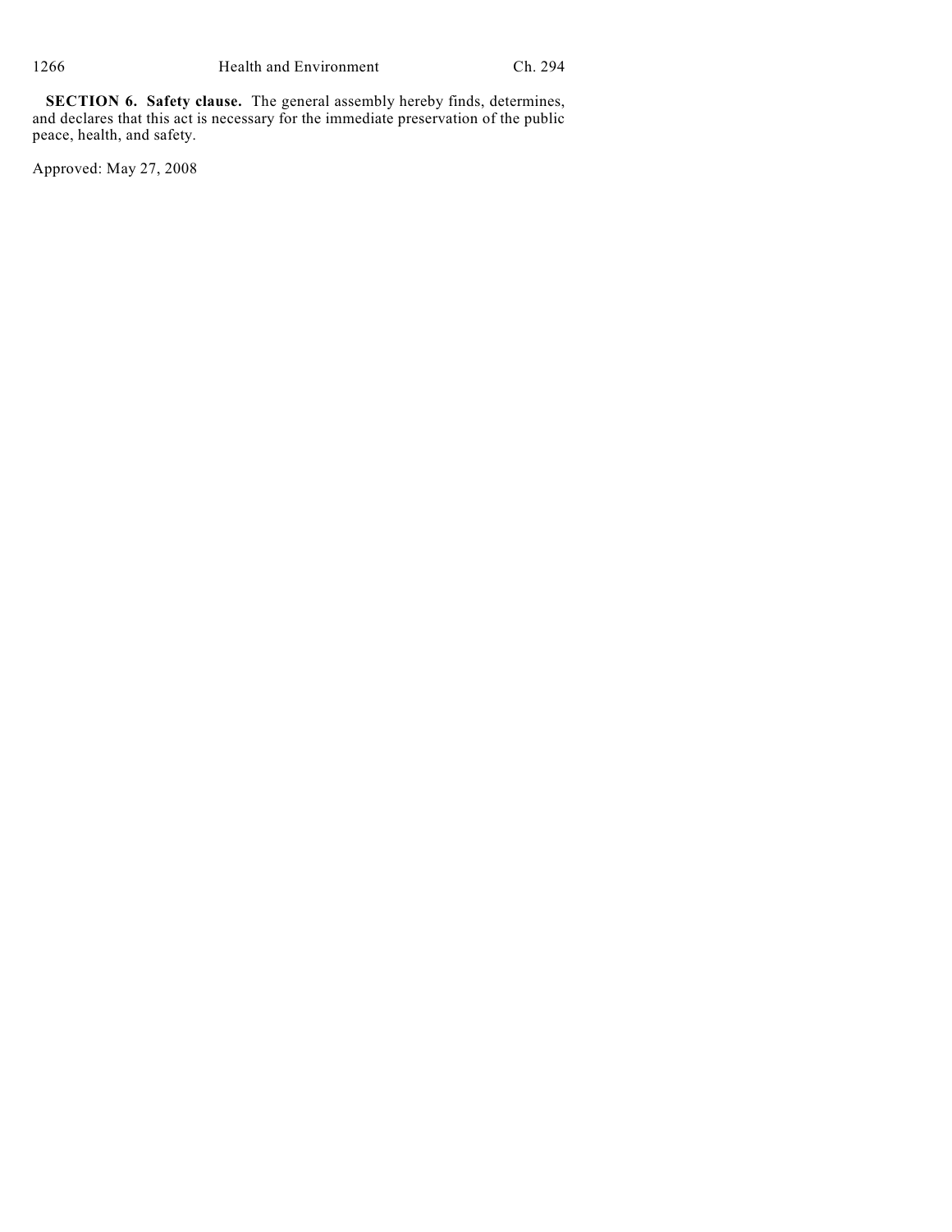**SECTION 6. Safety clause.** The general assembly hereby finds, determines, and declares that this act is necessary for the immediate preservation of the public peace, health, and safety.

Approved: May 27, 2008